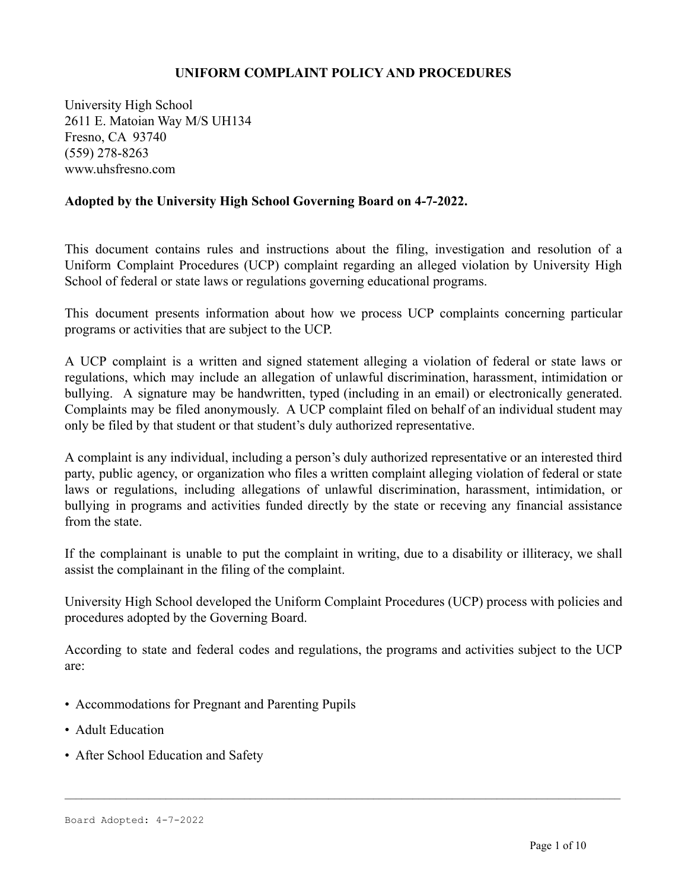# UNIFORM COMPLAINT POLICY AND PROCEDURES

University High School
2611 E. Matoian Way M/S UH134
Fresno, CA 93740
(559) 278-8263
www.uhsfresno.com

**Adopted by the University High School Governing Board on 4-7-2022.**

This document contains rules and instructions about the filing, investigation and resolution of a Uniform Complaint Procedures (UCP) complaint regarding an alleged violation by University High School of federal or state laws or regulations governing educational programs.

This document presents information about how we process UCP complaints concerning particular programs or activities that are subject to the UCP.

A UCP complaint is a written and signed statement alleging a violation of federal or state laws or regulations, which may include an allegation of unlawful discrimination, harassment, intimidation or bullying. A signature may be handwritten, typed (including in an email) or electronically generated. Complaints may be filed anonymously. A UCP complaint filed on behalf of an individual student may only be filed by that student or that student's duly authorized representative.

A complaint is any individual, including a person's duly authorized representative or an interested third party, public agency, or organization who files a written complaint alleging violation of federal or state laws or regulations, including allegations of unlawful discrimination, harassment, intimidation, or bullying in programs and activities funded directly by the state or receving any financial assistance from the state.

If the complainant is unable to put the complaint in writing, due to a disability or illiteracy, we shall assist the complainant in the filing of the complaint.

University High School developed the Uniform Complaint Procedures (UCP) process with policies and procedures adopted by the Governing Board.

According to state and federal codes and regulations, the programs and activities subject to the UCP are:

- Accommodations for Pregnant and Parenting Pupils
- Adult Education
- After School Education and Safety

Board Adopted: 4-7-2022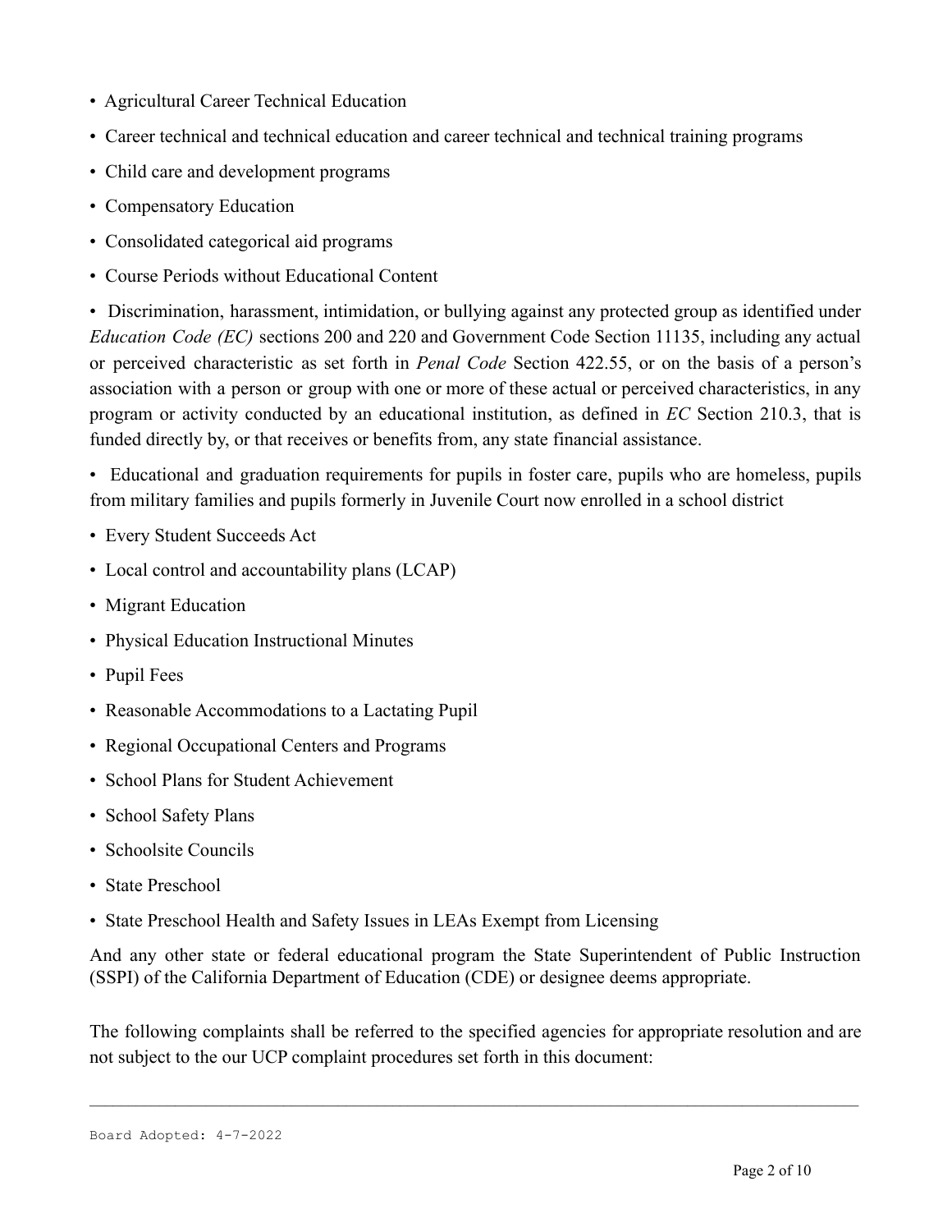- Agricultural Career Technical Education
- Career technical and technical education and career technical and technical training programs
- Child care and development programs
- Compensatory Education
- Consolidated categorical aid programs
- Course Periods without Educational Content
- Discrimination, harassment, intimidation, or bullying against any protected group as identified under *Education Code (EC)* sections 200 and 220 and Government Code Section 11135, including any actual or perceived characteristic as set forth in *Penal Code* Section 422.55, or on the basis of a person's association with a person or group with one or more of these actual or perceived characteristics, in any program or activity conducted by an educational institution, as defined in *EC* Section 210.3, that is funded directly by, or that receives or benefits from, any state financial assistance.
- Educational and graduation requirements for pupils in foster care, pupils who are homeless, pupils from military families and pupils formerly in Juvenile Court now enrolled in a school district
- Every Student Succeeds Act
- Local control and accountability plans (LCAP)
- Migrant Education
- Physical Education Instructional Minutes
- Pupil Fees
- Reasonable Accommodations to a Lactating Pupil
- Regional Occupational Centers and Programs
- School Plans for Student Achievement
- School Safety Plans
- Schoolsite Councils
- State Preschool
- State Preschool Health and Safety Issues in LEAs Exempt from Licensing

And any other state or federal educational program the State Superintendent of Public Instruction (SSPI) of the California Department of Education (CDE) or designee deems appropriate.

The following complaints shall be referred to the specified agencies for appropriate resolution and are not subject to the our UCP complaint procedures set forth in this document:

Board Adopted: 4-7-2022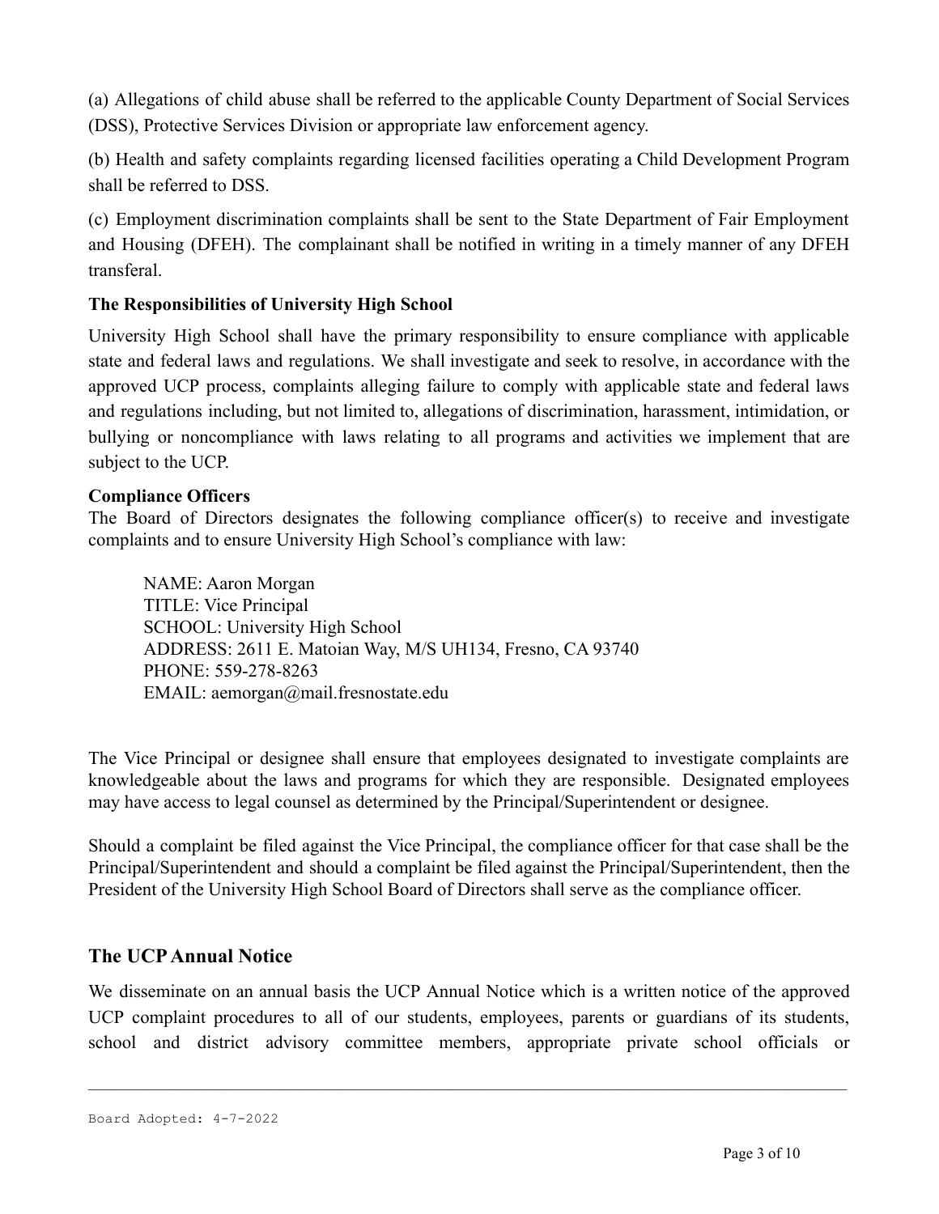(a) Allegations of child abuse shall be referred to the applicable County Department of Social Services (DSS), Protective Services Division or appropriate law enforcement agency.

(b) Health and safety complaints regarding licensed facilities operating a Child Development Program shall be referred to DSS.

(c) Employment discrimination complaints shall be sent to the State Department of Fair Employment and Housing (DFEH). The complainant shall be notified in writing in a timely manner of any DFEH transferal.

**The Responsibilities of University High School**

University High School shall have the primary responsibility to ensure compliance with applicable state and federal laws and regulations. We shall investigate and seek to resolve, in accordance with the approved UCP process, complaints alleging failure to comply with applicable state and federal laws and regulations including, but not limited to, allegations of discrimination, harassment, intimidation, or bullying or noncompliance with laws relating to all programs and activities we implement that are subject to the UCP.

**Compliance Officers**

The Board of Directors designates the following compliance officer(s) to receive and investigate complaints and to ensure University High School's compliance with law:

NAME: Aaron Morgan
TITLE: Vice Principal
SCHOOL: University High School
ADDRESS: 2611 E. Matoian Way, M/S UH134, Fresno, CA 93740
PHONE: 559-278-8263
EMAIL: aemorgan@mail.fresnostate.edu

The Vice Principal or designee shall ensure that employees designated to investigate complaints are knowledgeable about the laws and programs for which they are responsible. Designated employees may have access to legal counsel as determined by the Principal/Superintendent or designee.

Should a complaint be filed against the Vice Principal, the compliance officer for that case shall be the Principal/Superintendent and should a complaint be filed against the Principal/Superintendent, then the President of the University High School Board of Directors shall serve as the compliance officer.

## The UCP Annual Notice

We disseminate on an annual basis the UCP Annual Notice which is a written notice of the approved UCP complaint procedures to all of our students, employees, parents or guardians of its students, school and district advisory committee members, appropriate private school officials or

Board Adopted: 4-7-2022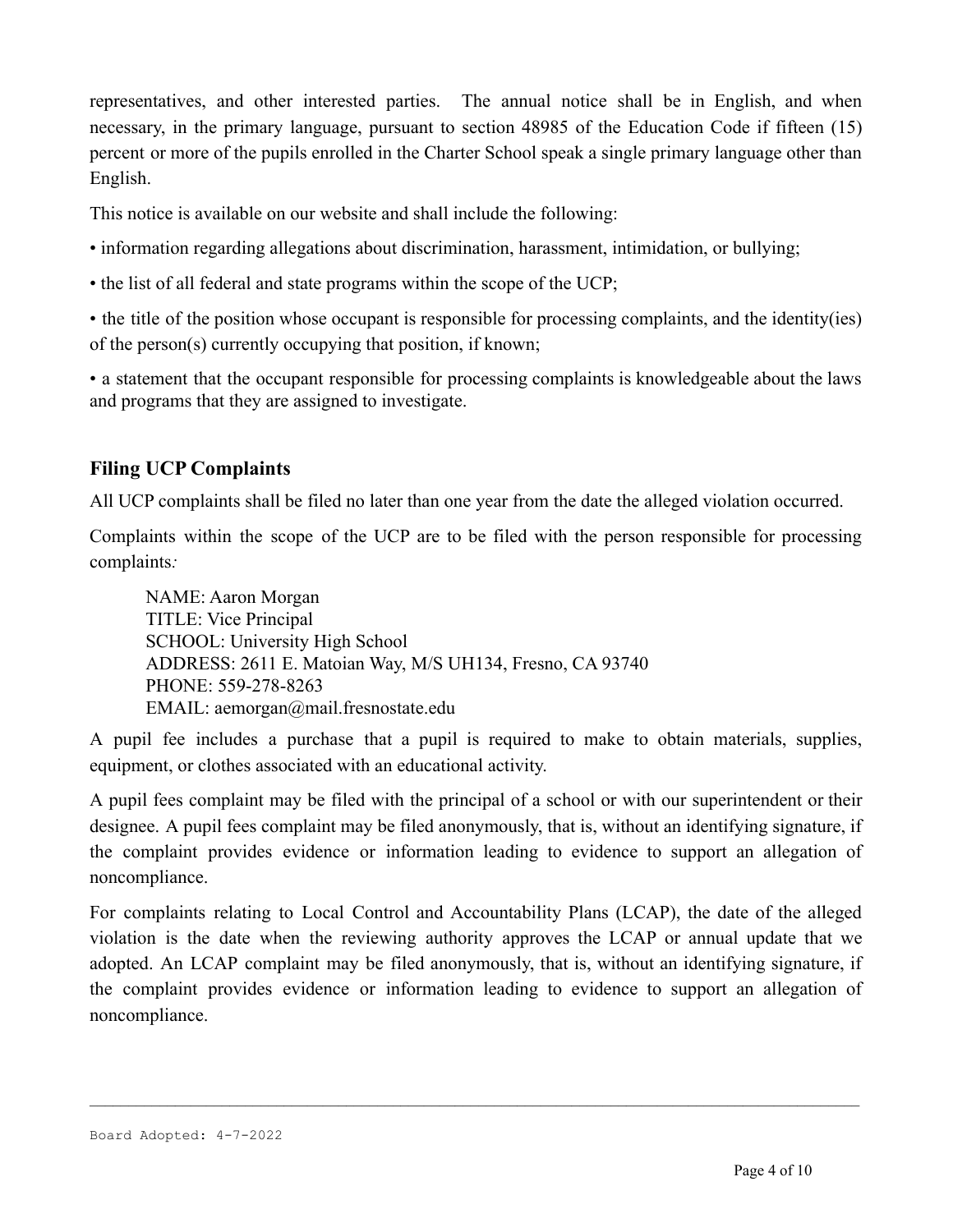representatives, and other interested parties. The annual notice shall be in English, and when necessary, in the primary language, pursuant to section 48985 of the Education Code if fifteen (15) percent or more of the pupils enrolled in the Charter School speak a single primary language other than English.

This notice is available on our website and shall include the following:

• information regarding allegations about discrimination, harassment, intimidation, or bullying;

• the list of all federal and state programs within the scope of the UCP;

• the title of the position whose occupant is responsible for processing complaints, and the identity(ies) of the person(s) currently occupying that position, if known;

• a statement that the occupant responsible for processing complaints is knowledgeable about the laws and programs that they are assigned to investigate.

## Filing UCP Complaints

All UCP complaints shall be filed no later than one year from the date the alleged violation occurred.

Complaints within the scope of the UCP are to be filed with the person responsible for processing complaints*:*

> NAME: Aaron Morgan
> TITLE: Vice Principal
> SCHOOL: University High School
> ADDRESS: 2611 E. Matoian Way, M/S UH134, Fresno, CA 93740
> PHONE: 559-278-8263
> EMAIL: aemorgan@mail.fresnostate.edu

A pupil fee includes a purchase that a pupil is required to make to obtain materials, supplies, equipment, or clothes associated with an educational activity.

A pupil fees complaint may be filed with the principal of a school or with our superintendent or their designee. A pupil fees complaint may be filed anonymously, that is, without an identifying signature, if the complaint provides evidence or information leading to evidence to support an allegation of noncompliance.

For complaints relating to Local Control and Accountability Plans (LCAP), the date of the alleged violation is the date when the reviewing authority approves the LCAP or annual update that we adopted. An LCAP complaint may be filed anonymously, that is, without an identifying signature, if the complaint provides evidence or information leading to evidence to support an allegation of noncompliance.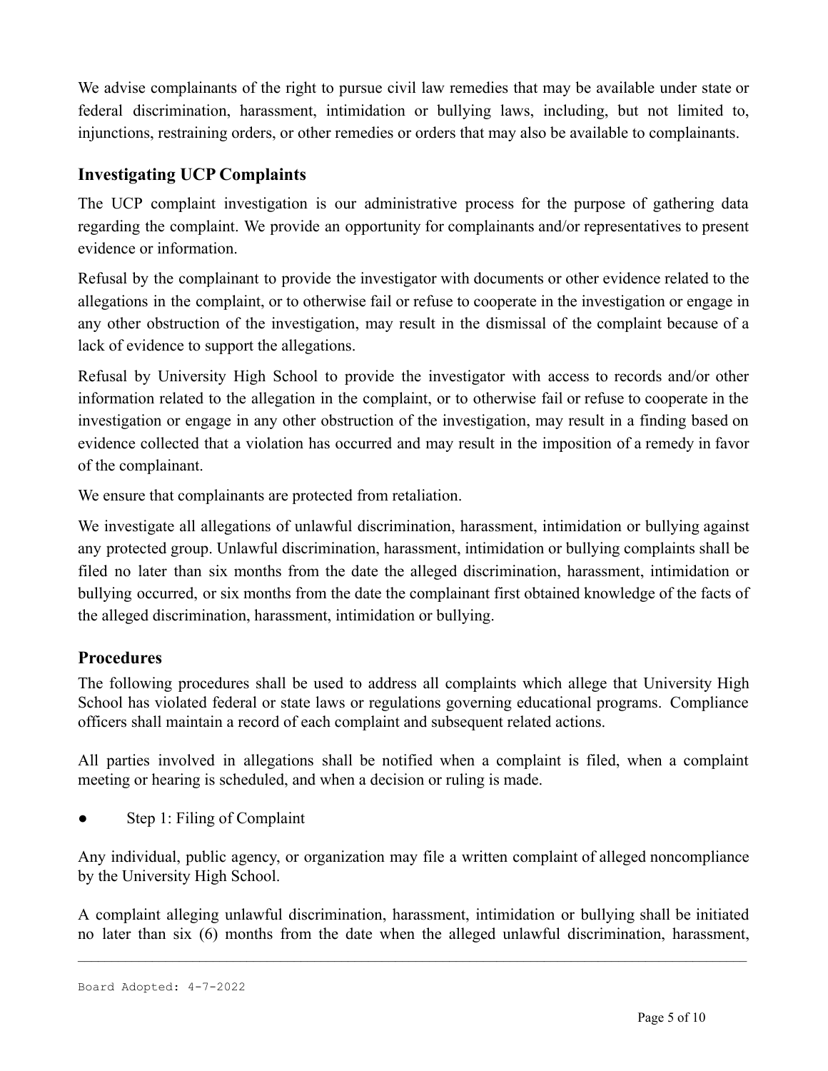We advise complainants of the right to pursue civil law remedies that may be available under state or federal discrimination, harassment, intimidation or bullying laws, including, but not limited to, injunctions, restraining orders, or other remedies or orders that may also be available to complainants.

## Investigating UCP Complaints

The UCP complaint investigation is our administrative process for the purpose of gathering data regarding the complaint. We provide an opportunity for complainants and/or representatives to present evidence or information.

Refusal by the complainant to provide the investigator with documents or other evidence related to the allegations in the complaint, or to otherwise fail or refuse to cooperate in the investigation or engage in any other obstruction of the investigation, may result in the dismissal of the complaint because of a lack of evidence to support the allegations.

Refusal by University High School to provide the investigator with access to records and/or other information related to the allegation in the complaint, or to otherwise fail or refuse to cooperate in the investigation or engage in any other obstruction of the investigation, may result in a finding based on evidence collected that a violation has occurred and may result in the imposition of a remedy in favor of the complainant.

We ensure that complainants are protected from retaliation.

We investigate all allegations of unlawful discrimination, harassment, intimidation or bullying against any protected group. Unlawful discrimination, harassment, intimidation or bullying complaints shall be filed no later than six months from the date the alleged discrimination, harassment, intimidation or bullying occurred, or six months from the date the complainant first obtained knowledge of the facts of the alleged discrimination, harassment, intimidation or bullying.

## Procedures

The following procedures shall be used to address all complaints which allege that University High School has violated federal or state laws or regulations governing educational programs. Compliance officers shall maintain a record of each complaint and subsequent related actions.

All parties involved in allegations shall be notified when a complaint is filed, when a complaint meeting or hearing is scheduled, and when a decision or ruling is made.

- Step 1: Filing of Complaint

Any individual, public agency, or organization may file a written complaint of alleged noncompliance by the University High School.

A complaint alleging unlawful discrimination, harassment, intimidation or bullying shall be initiated no later than six (6) months from the date when the alleged unlawful discrimination, harassment,

Board Adopted: 4-7-2022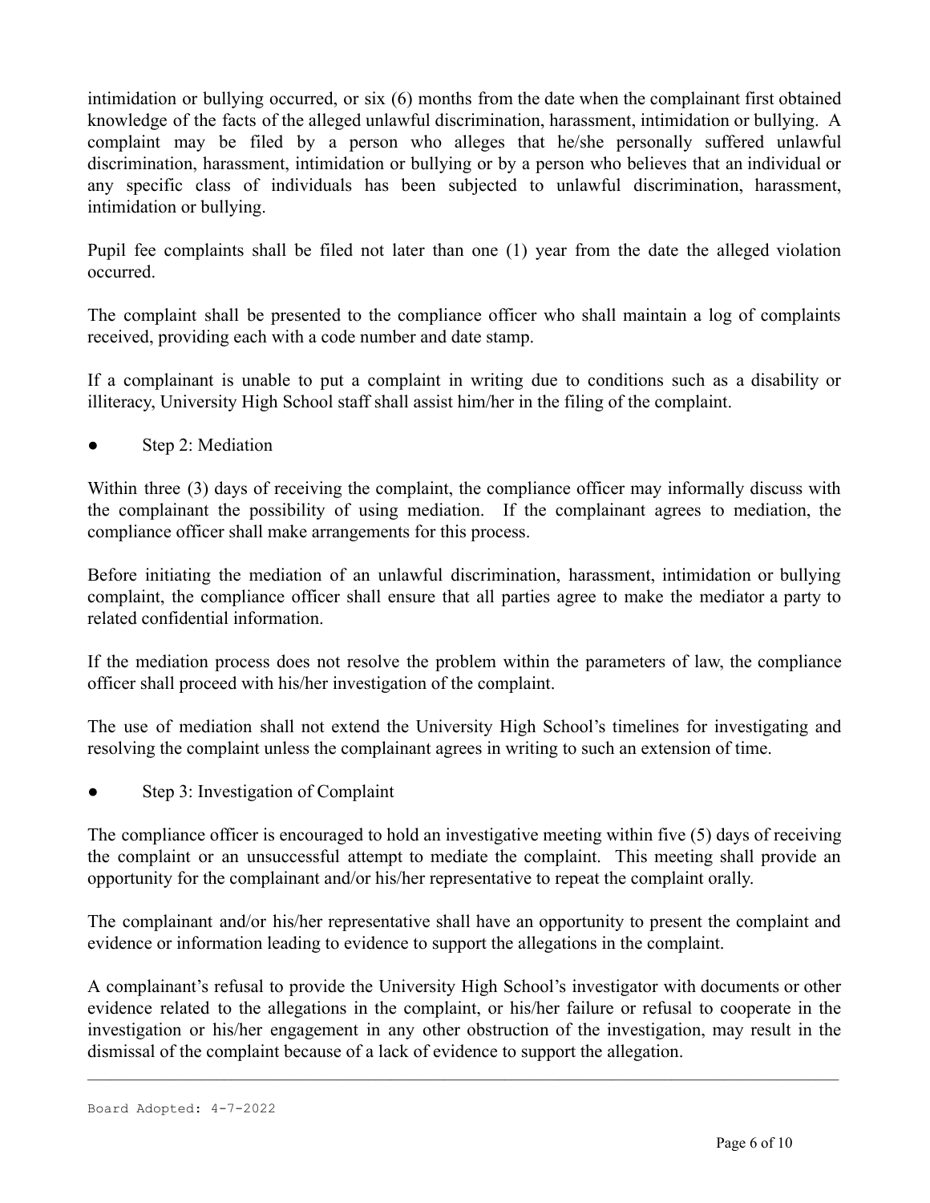intimidation or bullying occurred, or six (6) months from the date when the complainant first obtained knowledge of the facts of the alleged unlawful discrimination, harassment, intimidation or bullying. A complaint may be filed by a person who alleges that he/she personally suffered unlawful discrimination, harassment, intimidation or bullying or by a person who believes that an individual or any specific class of individuals has been subjected to unlawful discrimination, harassment, intimidation or bullying.

Pupil fee complaints shall be filed not later than one (1) year from the date the alleged violation occurred.

The complaint shall be presented to the compliance officer who shall maintain a log of complaints received, providing each with a code number and date stamp.

If a complainant is unable to put a complaint in writing due to conditions such as a disability or illiteracy, University High School staff shall assist him/her in the filing of the complaint.

- Step 2: Mediation

Within three (3) days of receiving the complaint, the compliance officer may informally discuss with the complainant the possibility of using mediation. If the complainant agrees to mediation, the compliance officer shall make arrangements for this process.

Before initiating the mediation of an unlawful discrimination, harassment, intimidation or bullying complaint, the compliance officer shall ensure that all parties agree to make the mediator a party to related confidential information.

If the mediation process does not resolve the problem within the parameters of law, the compliance officer shall proceed with his/her investigation of the complaint.

The use of mediation shall not extend the University High School's timelines for investigating and resolving the complaint unless the complainant agrees in writing to such an extension of time.

- Step 3: Investigation of Complaint

The compliance officer is encouraged to hold an investigative meeting within five (5) days of receiving the complaint or an unsuccessful attempt to mediate the complaint. This meeting shall provide an opportunity for the complainant and/or his/her representative to repeat the complaint orally.

The complainant and/or his/her representative shall have an opportunity to present the complaint and evidence or information leading to evidence to support the allegations in the complaint.

A complainant's refusal to provide the University High School's investigator with documents or other evidence related to the allegations in the complaint, or his/her failure or refusal to cooperate in the investigation or his/her engagement in any other obstruction of the investigation, may result in the dismissal of the complaint because of a lack of evidence to support the allegation.

Board Adopted: 4-7-2022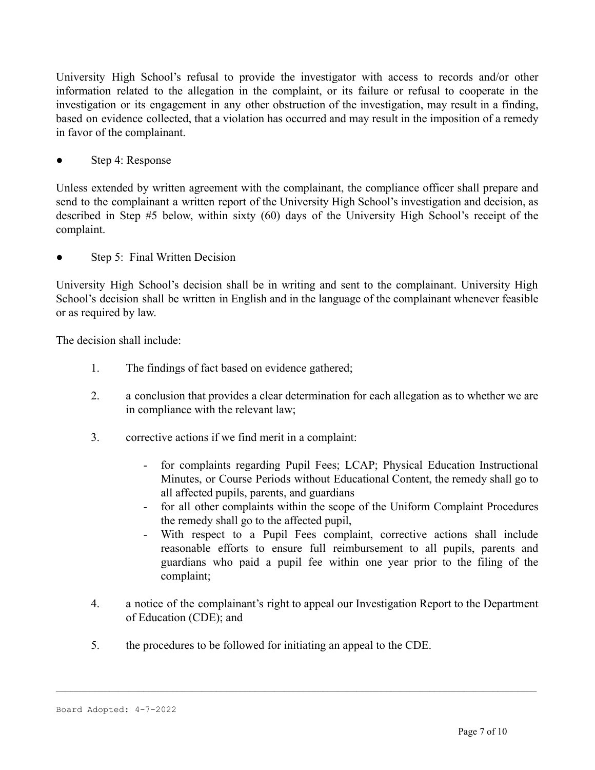University High School's refusal to provide the investigator with access to records and/or other information related to the allegation in the complaint, or its failure or refusal to cooperate in the investigation or its engagement in any other obstruction of the investigation, may result in a finding, based on evidence collected, that a violation has occurred and may result in the imposition of a remedy in favor of the complainant.

- Step 4: Response

Unless extended by written agreement with the complainant, the compliance officer shall prepare and send to the complainant a written report of the University High School's investigation and decision, as described in Step #5 below, within sixty (60) days of the University High School's receipt of the complaint.

- Step 5: Final Written Decision

University High School's decision shall be in writing and sent to the complainant. University High School's decision shall be written in English and in the language of the complainant whenever feasible or as required by law.

The decision shall include:

1. The findings of fact based on evidence gathered;
2. a conclusion that provides a clear determination for each allegation as to whether we are in compliance with the relevant law;
3. corrective actions if we find merit in a complaint:
   - for complaints regarding Pupil Fees; LCAP; Physical Education Instructional Minutes, or Course Periods without Educational Content, the remedy shall go to all affected pupils, parents, and guardians
   - for all other complaints within the scope of the Uniform Complaint Procedures the remedy shall go to the affected pupil,
   - With respect to a Pupil Fees complaint, corrective actions shall include reasonable efforts to ensure full reimbursement to all pupils, parents and guardians who paid a pupil fee within one year prior to the filing of the complaint;
4. a notice of the complainant's right to appeal our Investigation Report to the Department of Education (CDE); and
5. the procedures to be followed for initiating an appeal to the CDE.

Board Adopted: 4-7-2022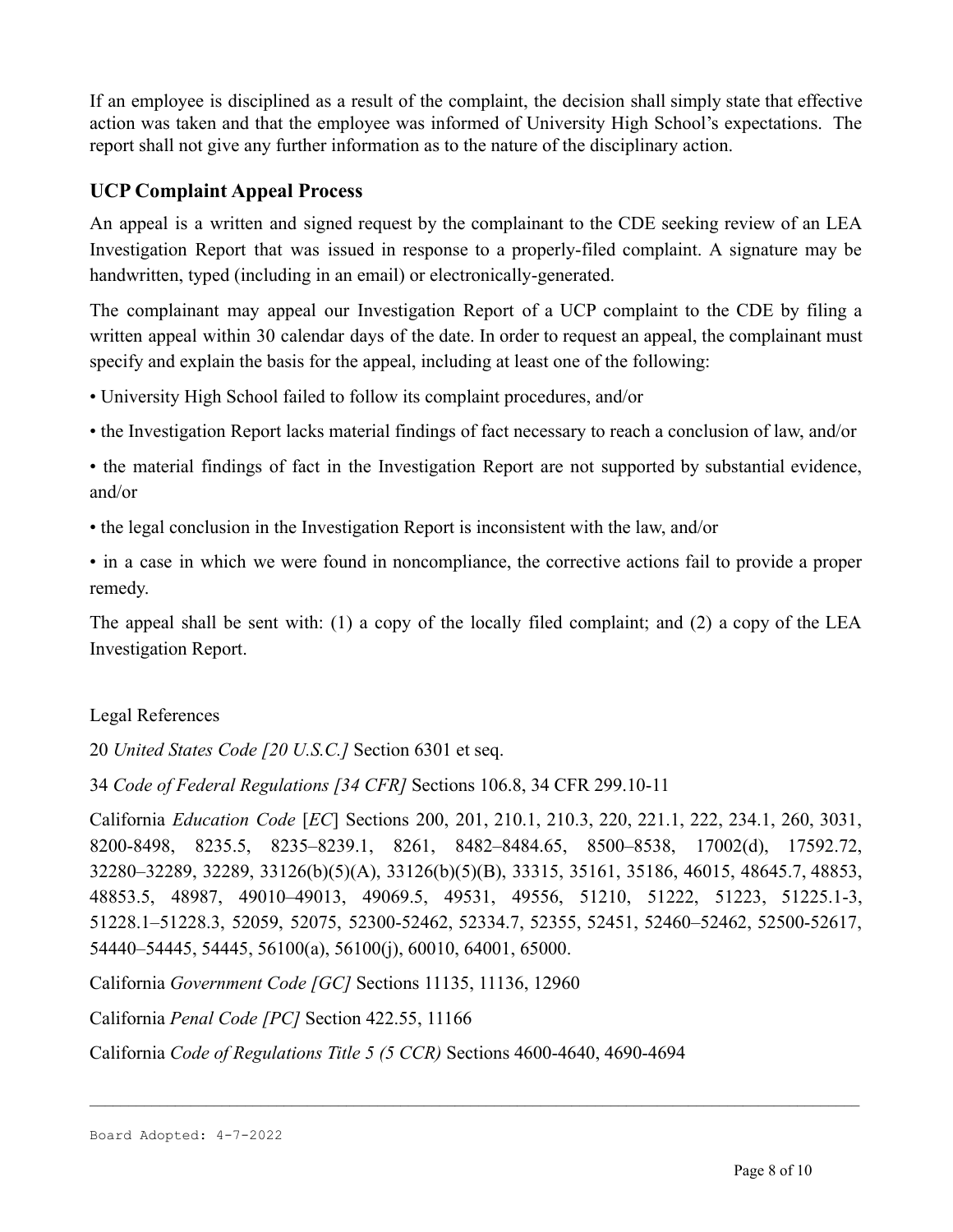If an employee is disciplined as a result of the complaint, the decision shall simply state that effective action was taken and that the employee was informed of University High School's expectations. The report shall not give any further information as to the nature of the disciplinary action.

## UCP Complaint Appeal Process

An appeal is a written and signed request by the complainant to the CDE seeking review of an LEA Investigation Report that was issued in response to a properly-filed complaint. A signature may be handwritten, typed (including in an email) or electronically-generated.

The complainant may appeal our Investigation Report of a UCP complaint to the CDE by filing a written appeal within 30 calendar days of the date. In order to request an appeal, the complainant must specify and explain the basis for the appeal, including at least one of the following:

- University High School failed to follow its complaint procedures, and/or
- the Investigation Report lacks material findings of fact necessary to reach a conclusion of law, and/or
- the material findings of fact in the Investigation Report are not supported by substantial evidence, and/or
- the legal conclusion in the Investigation Report is inconsistent with the law, and/or
- in a case in which we were found in noncompliance, the corrective actions fail to provide a proper remedy.

The appeal shall be sent with: (1) a copy of the locally filed complaint; and (2) a copy of the LEA Investigation Report.

Legal References

20 *United States Code [20 U.S.C.]* Section 6301 et seq.

34 *Code of Federal Regulations [34 CFR]* Sections 106.8, 34 CFR 299.10-11

California *Education Code* [*EC*] Sections 200, 201, 210.1, 210.3, 220, 221.1, 222, 234.1, 260, 3031, 8200-8498, 8235.5, 8235–8239.1, 8261, 8482–8484.65, 8500–8538, 17002(d), 17592.72, 32280–32289, 32289, 33126(b)(5)(A), 33126(b)(5)(B), 33315, 35161, 35186, 46015, 48645.7, 48853, 48853.5, 48987, 49010–49013, 49069.5, 49531, 49556, 51210, 51222, 51223, 51225.1-3, 51228.1–51228.3, 52059, 52075, 52300-52462, 52334.7, 52355, 52451, 52460–52462, 52500-52617, 54440–54445, 54445, 56100(a), 56100(j), 60010, 64001, 65000.

California *Government Code [GC]* Sections 11135, 11136, 12960

California *Penal Code [PC]* Section 422.55, 11166

California *Code of Regulations Title 5 (5 CCR)* Sections 4600-4640, 4690-4694

---

Board Adopted: 4-7-2022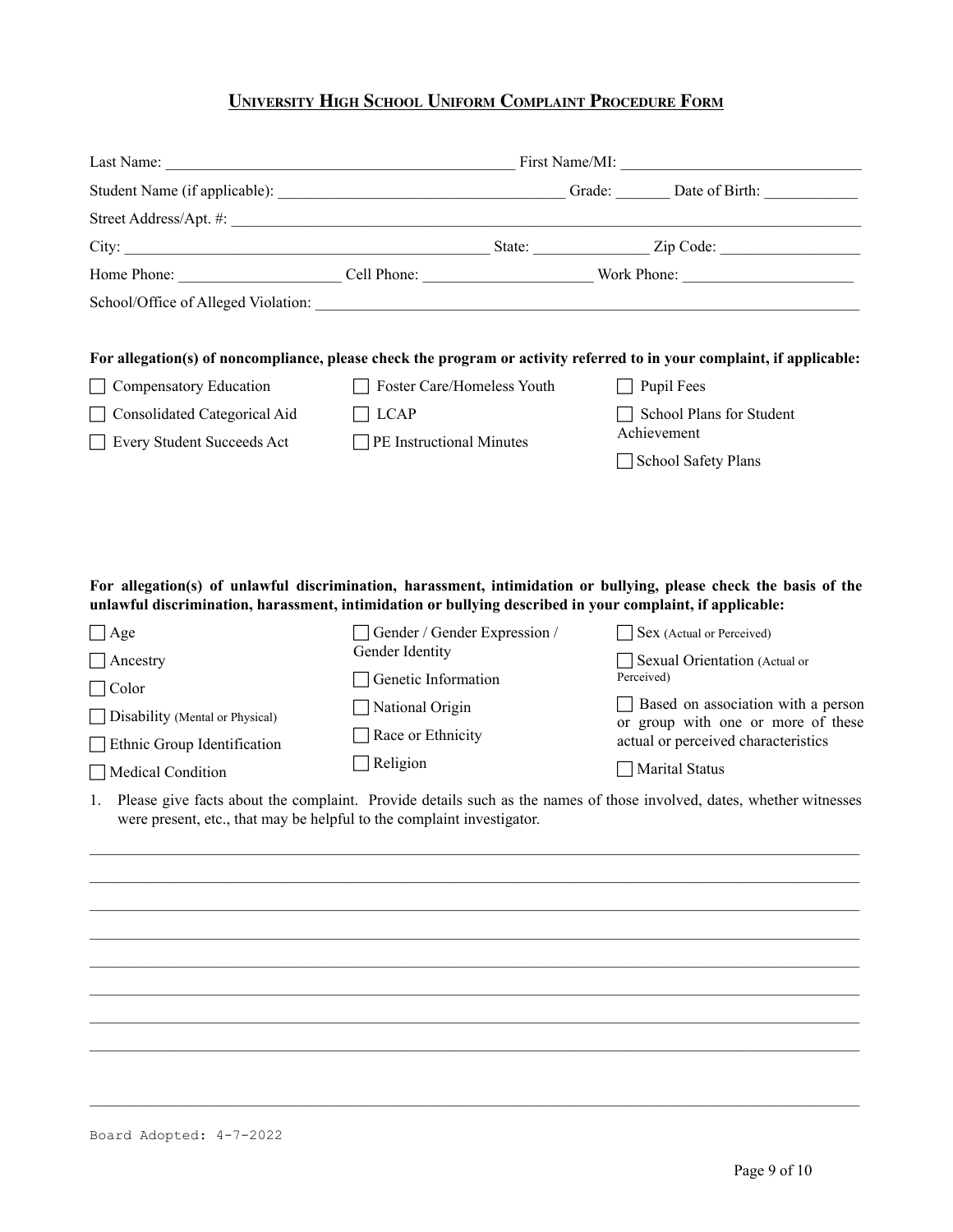## UNIVERSITY HIGH SCHOOL UNIFORM COMPLAINT PROCEDURE FORM

Last Name: ___________________________________________ First Name/MI: ______________________________

Student Name (if applicable): ____________________________________ Grade: _______ Date of Birth: ____________

Street Address/Apt. #: _________________________________________________________________________________

City: ________________________________________________ State: ______________ Zip Code: __________________

Home Phone: ____________________ Cell Phone: _____________________ Work Phone: _____________________

School/Office of Alleged Violation: ___________________________________________________________________

**For allegation(s) of noncompliance, please check the program or activity referred to in your complaint, if applicable:**

- ☐ Compensatory Education
- ☐ Consolidated Categorical Aid
- ☐ Every Student Succeeds Act
- ☐ Foster Care/Homeless Youth
- ☐ LCAP
- ☐ PE Instructional Minutes
- ☐ Pupil Fees
- ☐ School Plans for Student Achievement
- ☐ School Safety Plans

**For allegation(s) of unlawful discrimination, harassment, intimidation or bullying, please check the basis of the unlawful discrimination, harassment, intimidation or bullying described in your complaint, if applicable:**

- ☐ Age
- ☐ Ancestry
- ☐ Color
- ☐ Disability (Mental or Physical)
- ☐ Ethnic Group Identification
- ☐ Medical Condition
- ☐ Gender / Gender Expression / Gender Identity
- ☐ Genetic Information
- ☐ National Origin
- ☐ Race or Ethnicity
- ☐ Religion
- ☐ Sex (Actual or Perceived)
- ☐ Sexual Orientation (Actual or Perceived)
- ☐ Based on association with a person or group with one or more of these actual or perceived characteristics
- ☐ Marital Status

1. Please give facts about the complaint. Provide details such as the names of those involved, dates, whether witnesses were present, etc., that may be helpful to the complaint investigator.

_____________________________________________________________________________________________

_____________________________________________________________________________________________

_____________________________________________________________________________________________

_____________________________________________________________________________________________

_____________________________________________________________________________________________

_____________________________________________________________________________________________

_____________________________________________________________________________________________

_____________________________________________________________________________________________

_____________________________________________________________________________________________

Board Adopted: 4-7-2022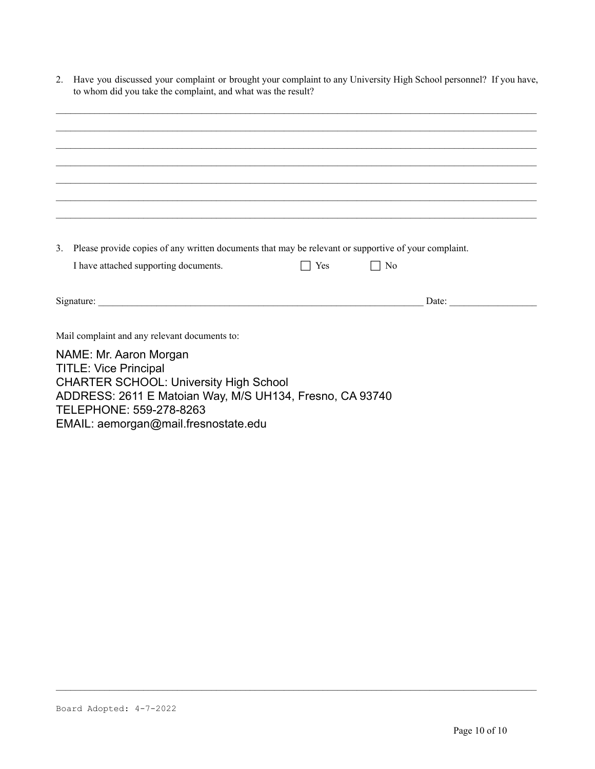2. Have you discussed your complaint or brought your complaint to any University High School personnel? If you have, to whom did you take the complaint, and what was the result?

_______________________________________________________________________________________

_______________________________________________________________________________________

_______________________________________________________________________________________

_______________________________________________________________________________________

_______________________________________________________________________________________

_______________________________________________________________________________________

_______________________________________________________________________________________

3. Please provide copies of any written documents that may be relevant or supportive of your complaint.

   I have attached supporting documents. ☐ Yes ☐ No

Signature: ____________________________________________________________ Date: __________________

Mail complaint and any relevant documents to:

NAME: Mr. Aaron Morgan
TITLE: Vice Principal
CHARTER SCHOOL: University High School
ADDRESS: 2611 E Matoian Way, M/S UH134, Fresno, CA 93740
TELEPHONE: 559-278-8263
EMAIL: aemorgan@mail.fresnostate.edu

Board Adopted: 4-7-2022